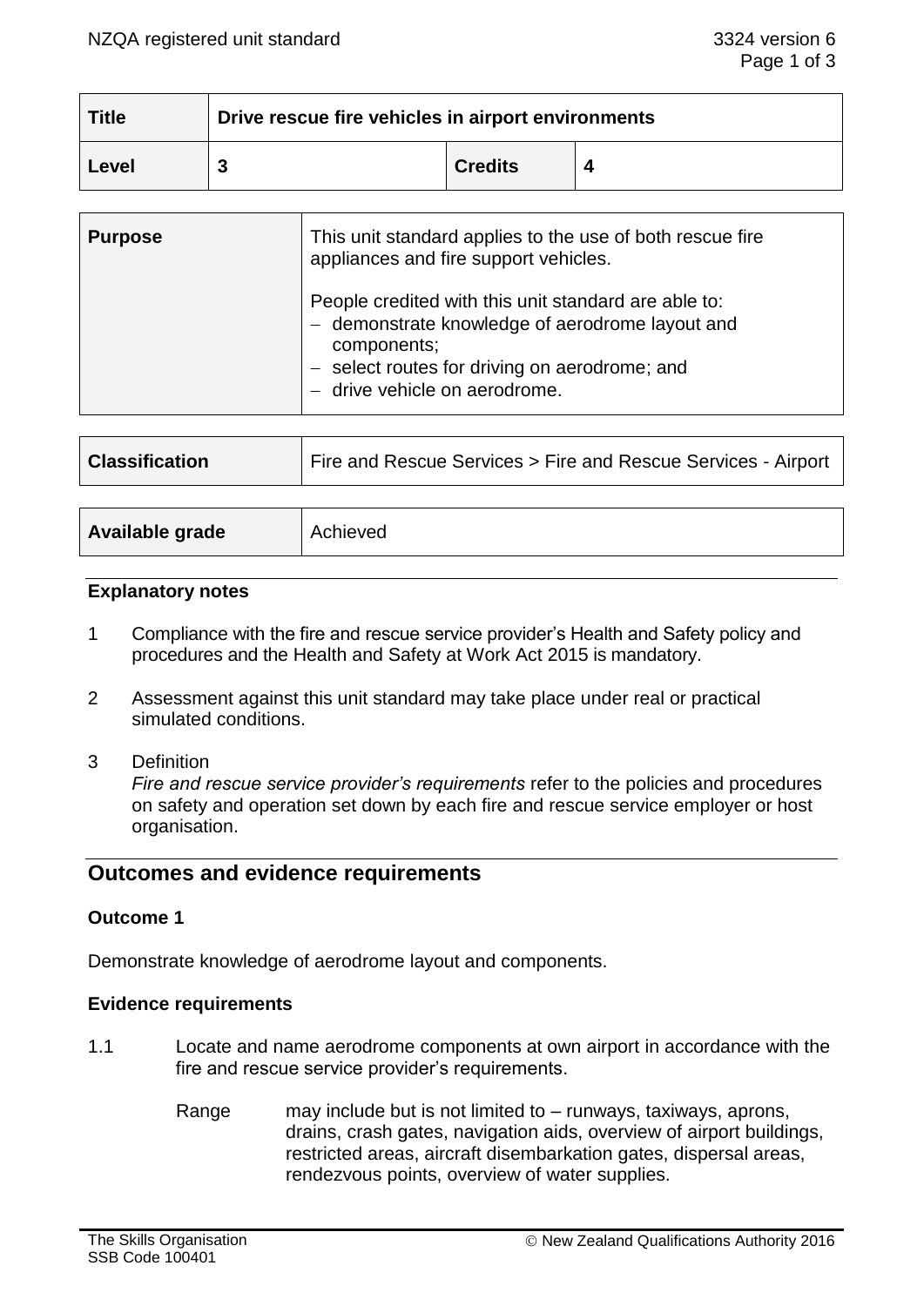| Title | Drive rescue fire vehicles in airport environments | | |
|---|---|---|---|
| Level | 3 | Credits | 4 |

| Purpose | This unit standard applies to the use of both rescue fire appliances and fire support vehicles.<br><br>People credited with this unit standard are able to:<br>– demonstrate knowledge of aerodrome layout and components;<br>– select routes for driving on aerodrome; and<br>– drive vehicle on aerodrome. |
|---|---|

| Classification | Fire and Rescue Services > Fire and Rescue Services - Airport |
|---|---|

| Available grade | Achieved |
|---|---|

### Explanatory notes

1 Compliance with the fire and rescue service provider's Health and Safety policy and procedures and the Health and Safety at Work Act 2015 is mandatory.

2 Assessment against this unit standard may take place under real or practical simulated conditions.

3 Definition
*Fire and rescue service provider's requirements* refer to the policies and procedures on safety and operation set down by each fire and rescue service employer or host organisation.

## Outcomes and evidence requirements

### Outcome 1

Demonstrate knowledge of aerodrome layout and components.

### Evidence requirements

1.1 Locate and name aerodrome components at own airport in accordance with the fire and rescue service provider's requirements.

Range may include but is not limited to – runways, taxiways, aprons, drains, crash gates, navigation aids, overview of airport buildings, restricted areas, aircraft disembarkation gates, dispersal areas, rendezvous points, overview of water supplies.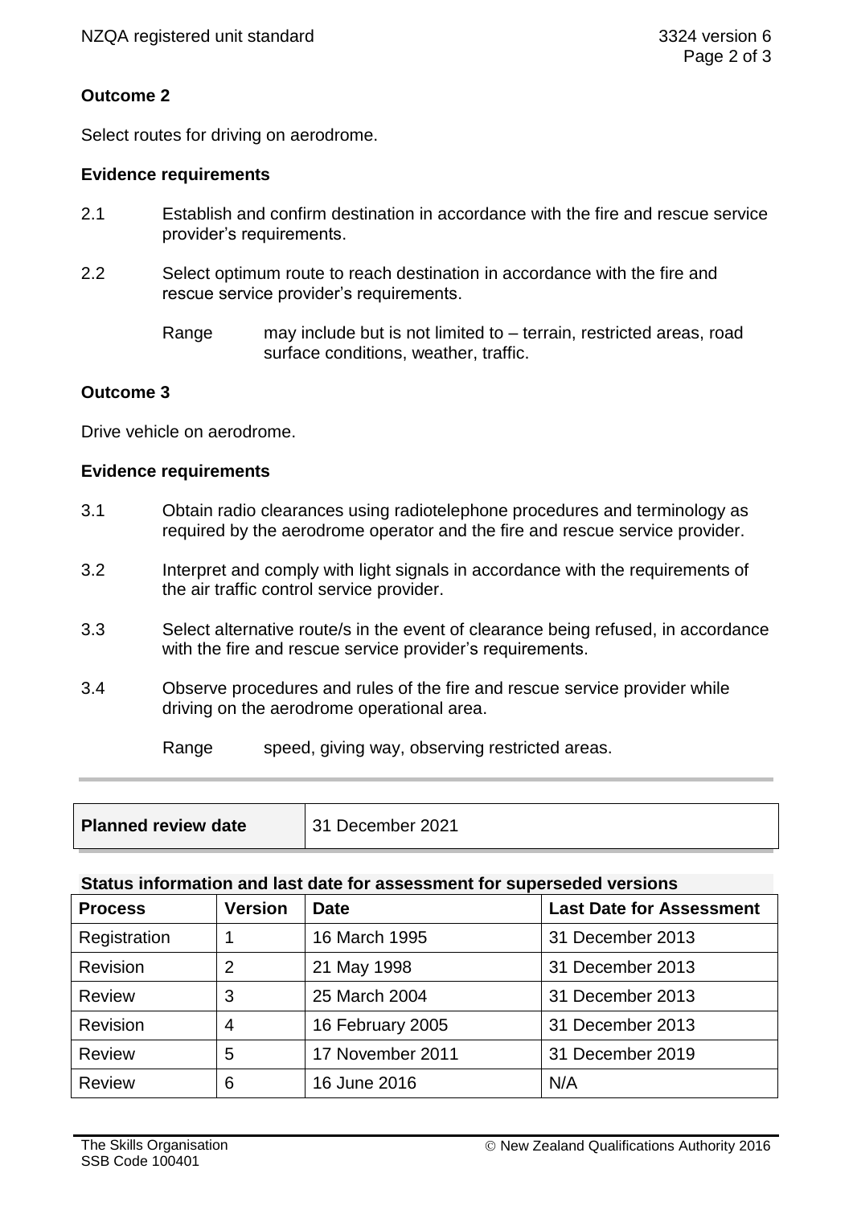**Outcome 2**

Select routes for driving on aerodrome.

**Evidence requirements**

2.1 Establish and confirm destination in accordance with the fire and rescue service provider's requirements.

2.2 Select optimum route to reach destination in accordance with the fire and rescue service provider's requirements.

Range may include but is not limited to – terrain, restricted areas, road surface conditions, weather, traffic.

**Outcome 3**

Drive vehicle on aerodrome.

**Evidence requirements**

3.1 Obtain radio clearances using radiotelephone procedures and terminology as required by the aerodrome operator and the fire and rescue service provider.

3.2 Interpret and comply with light signals in accordance with the requirements of the air traffic control service provider.

3.3 Select alternative route/s in the event of clearance being refused, in accordance with the fire and rescue service provider's requirements.

3.4 Observe procedures and rules of the fire and rescue service provider while driving on the aerodrome operational area.

Range speed, giving way, observing restricted areas.

| Planned review date | 31 December 2021 |
|---|---|

**Status information and last date for assessment for superseded versions**

| Process | Version | Date | Last Date for Assessment |
|---|---|---|---|
| Registration | 1 | 16 March 1995 | 31 December 2013 |
| Revision | 2 | 21 May 1998 | 31 December 2013 |
| Review | 3 | 25 March 2004 | 31 December 2013 |
| Revision | 4 | 16 February 2005 | 31 December 2013 |
| Review | 5 | 17 November 2011 | 31 December 2019 |
| Review | 6 | 16 June 2016 | N/A |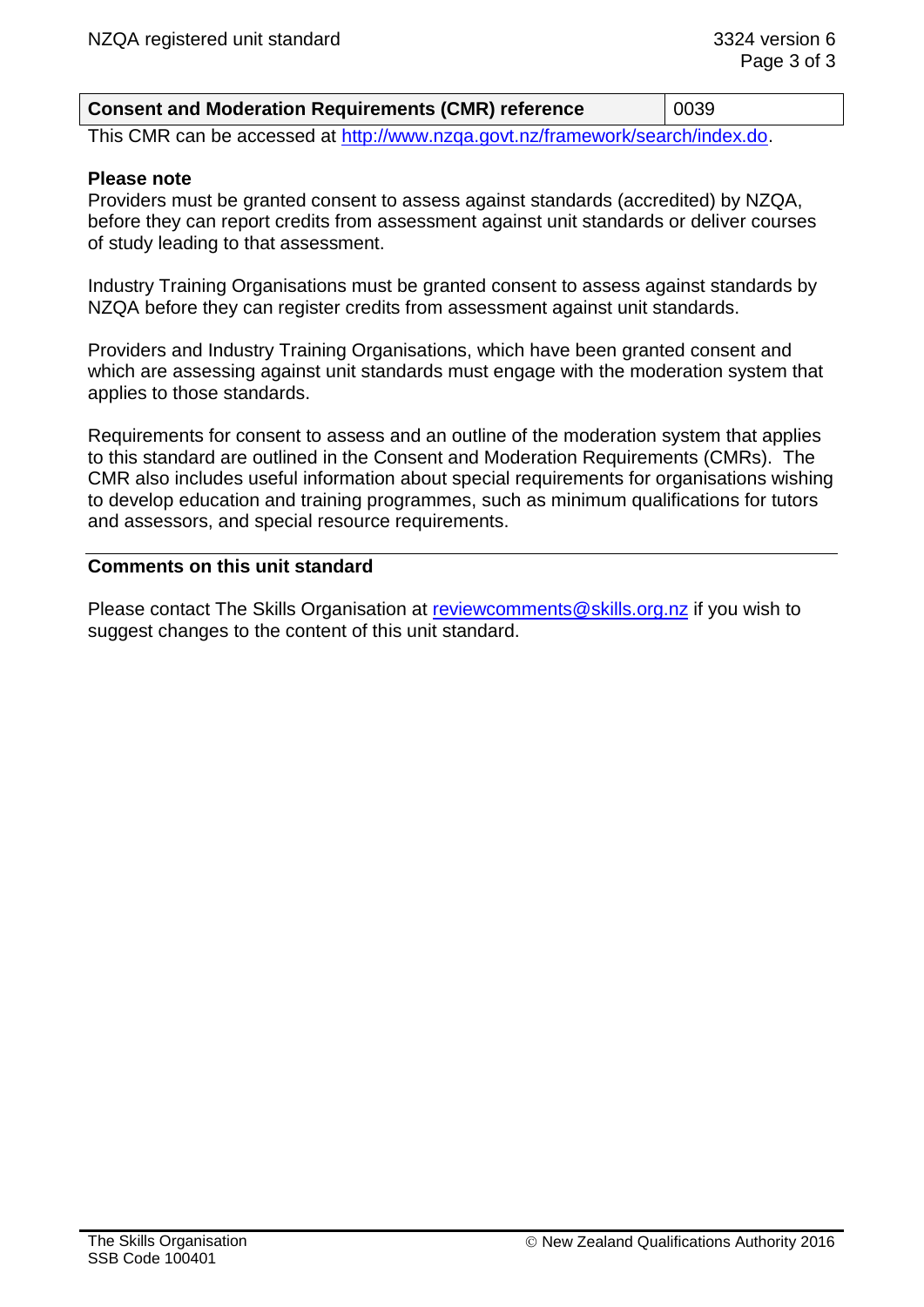| Consent and Moderation Requirements (CMR) reference | 0039 |
| --- | --- |

This CMR can be accessed at http://www.nzqa.govt.nz/framework/search/index.do.

**Please note**

Providers must be granted consent to assess against standards (accredited) by NZQA, before they can report credits from assessment against unit standards or deliver courses of study leading to that assessment.

Industry Training Organisations must be granted consent to assess against standards by NZQA before they can register credits from assessment against unit standards.

Providers and Industry Training Organisations, which have been granted consent and which are assessing against unit standards must engage with the moderation system that applies to those standards.

Requirements for consent to assess and an outline of the moderation system that applies to this standard are outlined in the Consent and Moderation Requirements (CMRs). The CMR also includes useful information about special requirements for organisations wishing to develop education and training programmes, such as minimum qualifications for tutors and assessors, and special resource requirements.

## Comments on this unit standard

Please contact The Skills Organisation at reviewcomments@skills.org.nz if you wish to suggest changes to the content of this unit standard.